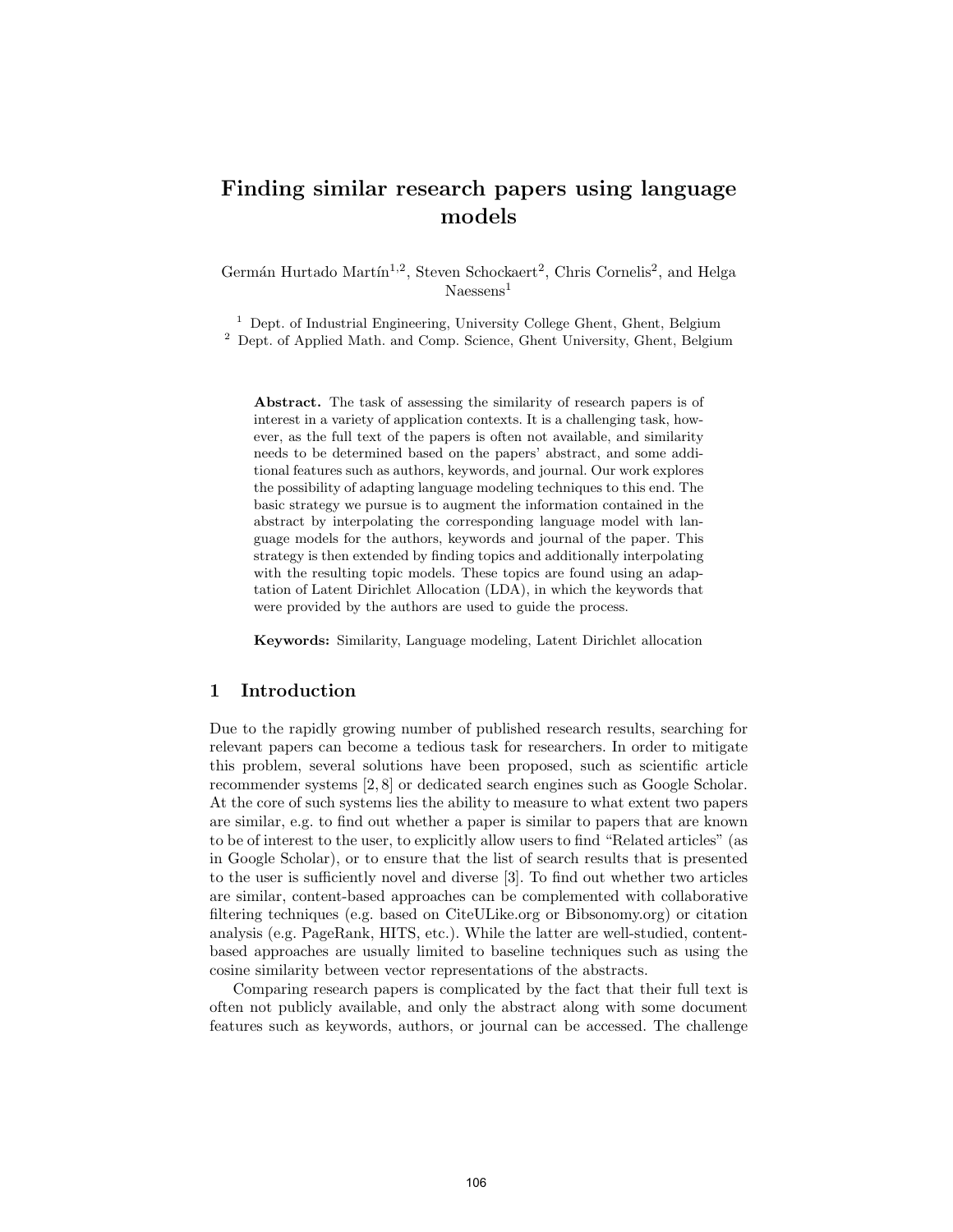# Finding similar research papers using language models

Germán Hurtado Martín[1,2], Steven Schockaert[2], Chris Cornelis[2], and Helga Naessens[1]

[1] Dept. of Industrial Engineering, University College Ghent, Ghent, Belgium
[2] Dept. of Applied Math. and Comp. Science, Ghent University, Ghent, Belgium

**Abstract.** The task of assessing the similarity of research papers is of interest in a variety of application contexts. It is a challenging task, however, as the full text of the papers is often not available, and similarity needs to be determined based on the papers' abstract, and some additional features such as authors, keywords, and journal. Our work explores the possibility of adapting language modeling techniques to this end. The basic strategy we pursue is to augment the information contained in the abstract by interpolating the corresponding language model with language models for the authors, keywords and journal of the paper. This strategy is then extended by finding topics and additionally interpolating with the resulting topic models. These topics are found using an adaptation of Latent Dirichlet Allocation (LDA), in which the keywords that were provided by the authors are used to guide the process.

**Keywords:** Similarity, Language modeling, Latent Dirichlet allocation

## 1 Introduction

Due to the rapidly growing number of published research results, searching for relevant papers can become a tedious task for researchers. In order to mitigate this problem, several solutions have been proposed, such as scientific article recommender systems [2, 8] or dedicated search engines such as Google Scholar. At the core of such systems lies the ability to measure to what extent two papers are similar, e.g. to find out whether a paper is similar to papers that are known to be of interest to the user, to explicitly allow users to find "Related articles" (as in Google Scholar), or to ensure that the list of search results that is presented to the user is sufficiently novel and diverse [3]. To find out whether two articles are similar, content-based approaches can be complemented with collaborative filtering techniques (e.g. based on CiteULike.org or Bibsonomy.org) or citation analysis (e.g. PageRank, HITS, etc.). While the latter are well-studied, content-based approaches are usually limited to baseline techniques such as using the cosine similarity between vector representations of the abstracts.

Comparing research papers is complicated by the fact that their full text is often not publicly available, and only the abstract along with some document features such as keywords, authors, or journal can be accessed. The challenge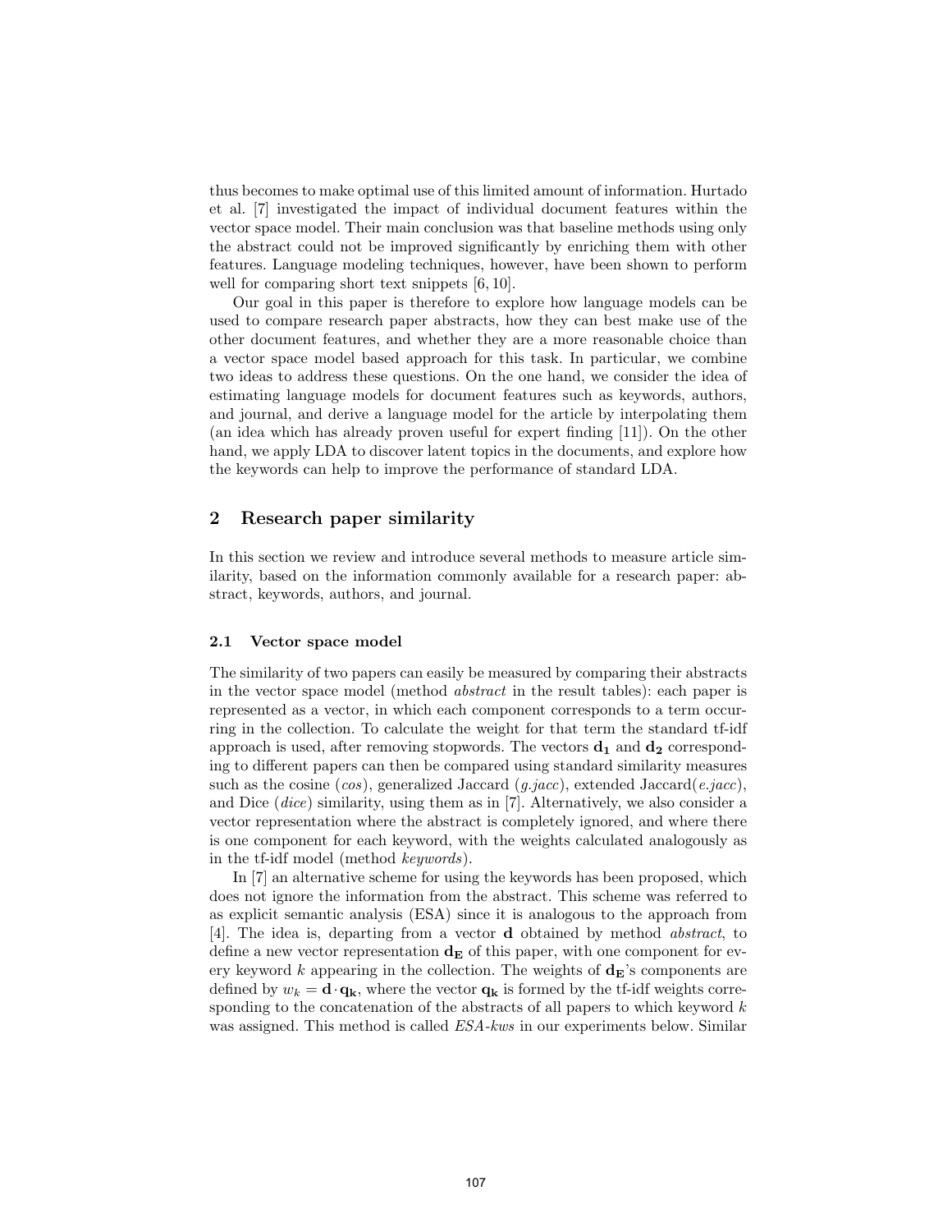thus becomes to make optimal use of this limited amount of information. Hurtado et al. [7] investigated the impact of individual document features within the vector space model. Their main conclusion was that baseline methods using only the abstract could not be improved significantly by enriching them with other features. Language modeling techniques, however, have been shown to perform well for comparing short text snippets [6, 10].

Our goal in this paper is therefore to explore how language models can be used to compare research paper abstracts, how they can best make use of the other document features, and whether they are a more reasonable choice than a vector space model based approach for this task. In particular, we combine two ideas to address these questions. On the one hand, we consider the idea of estimating language models for document features such as keywords, authors, and journal, and derive a language model for the article by interpolating them (an idea which has already proven useful for expert finding [11]). On the other hand, we apply LDA to discover latent topics in the documents, and explore how the keywords can help to improve the performance of standard LDA.

## 2 Research paper similarity

In this section we review and introduce several methods to measure article similarity, based on the information commonly available for a research paper: abstract, keywords, authors, and journal.

### 2.1 Vector space model

The similarity of two papers can easily be measured by comparing their abstracts in the vector space model (method *abstract* in the result tables): each paper is represented as a vector, in which each component corresponds to a term occurring in the collection. To calculate the weight for that term the standard tf-idf approach is used, after removing stopwords. The vectors $\mathbf{d_1}$ and $\mathbf{d_2}$ corresponding to different papers can then be compared using standard similarity measures such as the cosine (*cos*), generalized Jaccard (*g.jacc*), extended Jaccard(*e.jacc*), and Dice (*dice*) similarity, using them as in [7]. Alternatively, we also consider a vector representation where the abstract is completely ignored, and where there is one component for each keyword, with the weights calculated analogously as in the tf-idf model (method *keywords*).

In [7] an alternative scheme for using the keywords has been proposed, which does not ignore the information from the abstract. This scheme was referred to as explicit semantic analysis (ESA) since it is analogous to the approach from [4]. The idea is, departing from a vector $\mathbf{d}$ obtained by method *abstract*, to define a new vector representation $\mathbf{d_E}$ of this paper, with one component for every keyword $k$ appearing in the collection. The weights of $\mathbf{d_E}$'s components are defined by $w_k = \mathbf{d} \cdot \mathbf{q_k}$, where the vector $\mathbf{q_k}$ is formed by the tf-idf weights corresponding to the concatenation of the abstracts of all papers to which keyword $k$ was assigned. This method is called *ESA-kws* in our experiments below. Similar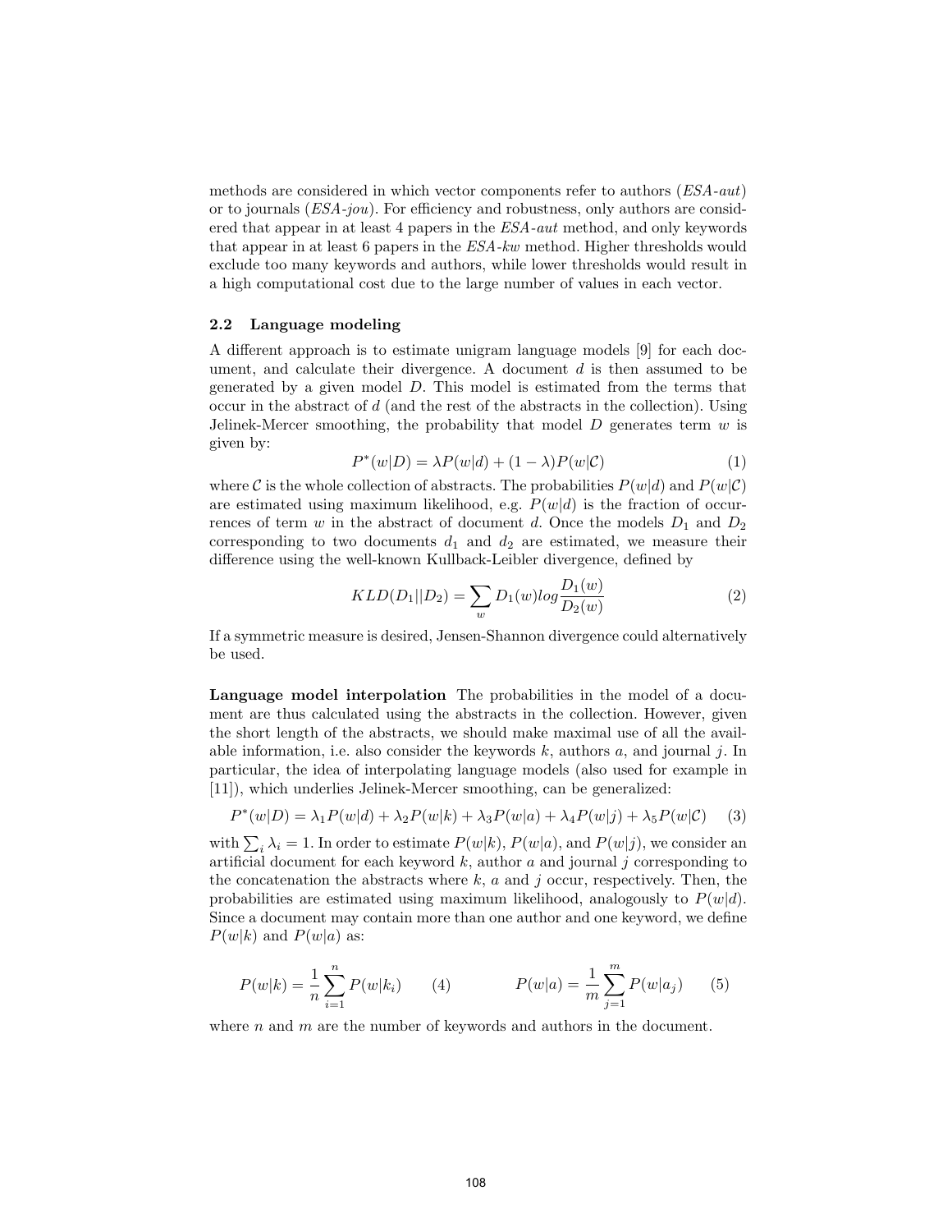methods are considered in which vector components refer to authors (*ESA-aut*) or to journals (*ESA-jou*). For efficiency and robustness, only authors are considered that appear in at least 4 papers in the *ESA-aut* method, and only keywords that appear in at least 6 papers in the *ESA-kw* method. Higher thresholds would exclude too many keywords and authors, while lower thresholds would result in a high computational cost due to the large number of values in each vector.

### 2.2 Language modeling

A different approach is to estimate unigram language models [9] for each document, and calculate their divergence. A document $d$ is then assumed to be generated by a given model $D$. This model is estimated from the terms that occur in the abstract of $d$ (and the rest of the abstracts in the collection). Using Jelinek-Mercer smoothing, the probability that model $D$ generates term $w$ is given by:

$$P^*(w|D) = \lambda P(w|d) + (1 - \lambda)P(w|\mathcal{C}) \tag{1}$$

where $\mathcal{C}$ is the whole collection of abstracts. The probabilities $P(w|d)$ and $P(w|\mathcal{C})$ are estimated using maximum likelihood, e.g. $P(w|d)$ is the fraction of occurrences of term $w$ in the abstract of document $d$. Once the models $D_1$ and $D_2$ corresponding to two documents $d_1$ and $d_2$ are estimated, we measure their difference using the well-known Kullback-Leibler divergence, defined by

$$KLD(D_1||D_2) = \sum_w D_1(w) log \frac{D_1(w)}{D_2(w)} \tag{2}$$

If a symmetric measure is desired, Jensen-Shannon divergence could alternatively be used.

**Language model interpolation** The probabilities in the model of a document are thus calculated using the abstracts in the collection. However, given the short length of the abstracts, we should make maximal use of all the available information, i.e. also consider the keywords $k$, authors $a$, and journal $j$. In particular, the idea of interpolating language models (also used for example in [11]), which underlies Jelinek-Mercer smoothing, can be generalized:

$$P^*(w|D) = \lambda_1 P(w|d) + \lambda_2 P(w|k) + \lambda_3 P(w|a) + \lambda_4 P(w|j) + \lambda_5 P(w|\mathcal{C}) \tag{3}$$

with $\sum_i \lambda_i = 1$. In order to estimate $P(w|k)$, $P(w|a)$, and $P(w|j)$, we consider an artificial document for each keyword $k$, author $a$ and journal $j$ corresponding to the concatenation the abstracts where $k$, $a$ and $j$ occur, respectively. Then, the probabilities are estimated using maximum likelihood, analogously to $P(w|d)$. Since a document may contain more than one author and one keyword, we define $P(w|k)$ and $P(w|a)$ as:

$$P(w|k) = \frac{1}{n}\sum_{i=1}^{n} P(w|k_i) \tag{4}$$

$$P(w|a) = \frac{1}{m}\sum_{j=1}^{m} P(w|a_j) \tag{5}$$

where $n$ and $m$ are the number of keywords and authors in the document.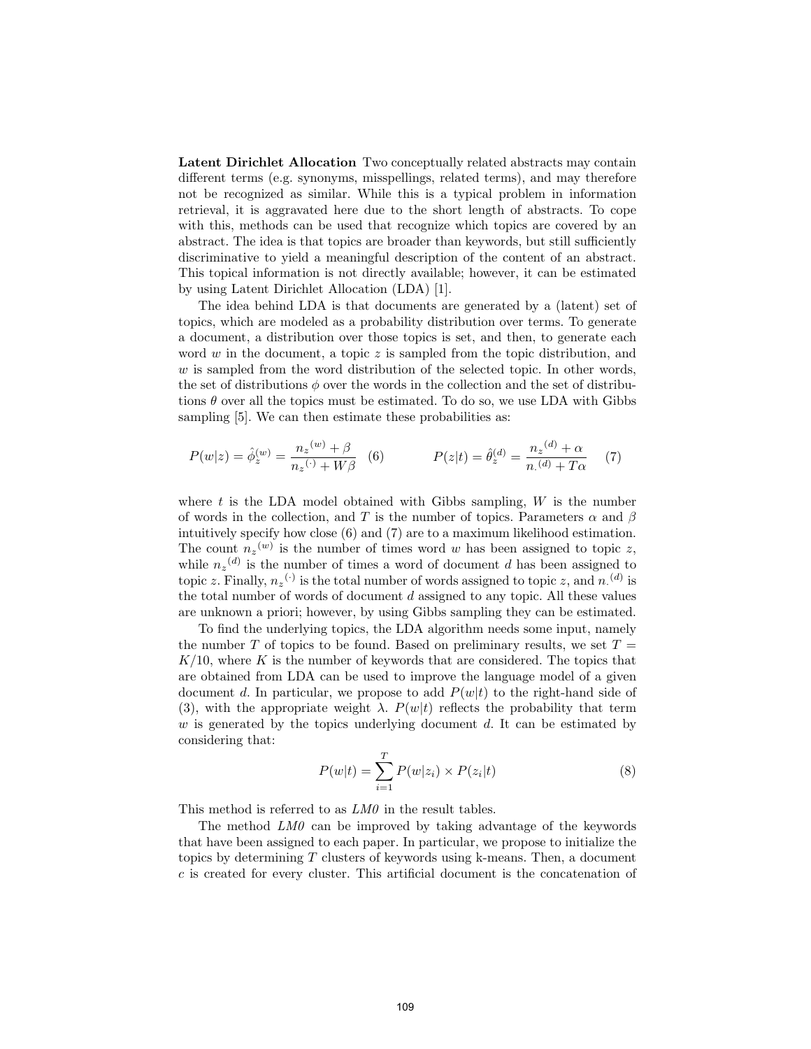**Latent Dirichlet Allocation** Two conceptually related abstracts may contain different terms (e.g. synonyms, misspellings, related terms), and may therefore not be recognized as similar. While this is a typical problem in information retrieval, it is aggravated here due to the short length of abstracts. To cope with this, methods can be used that recognize which topics are covered by an abstract. The idea is that topics are broader than keywords, but still sufficiently discriminative to yield a meaningful description of the content of an abstract. This topical information is not directly available; however, it can be estimated by using Latent Dirichlet Allocation (LDA) [1].

The idea behind LDA is that documents are generated by a (latent) set of topics, which are modeled as a probability distribution over terms. To generate a document, a distribution over those topics is set, and then, to generate each word $w$ in the document, a topic $z$ is sampled from the topic distribution, and $w$ is sampled from the word distribution of the selected topic. In other words, the set of distributions $\phi$ over the words in the collection and the set of distributions $\theta$ over all the topics must be estimated. To do so, we use LDA with Gibbs sampling [5]. We can then estimate these probabilities as:

$$P(w|z) = \hat{\phi}_z^{(w)} = \frac{n_z{}^{(w)} + \beta}{n_z{}^{(\cdot)} + W\beta} \quad (6) \qquad P(z|t) = \hat{\theta}_z^{(d)} = \frac{n_z{}^{(d)} + \alpha}{n_{\cdot}{}^{(d)} + T\alpha} \quad (7)$$

where $t$ is the LDA model obtained with Gibbs sampling, $W$ is the number of words in the collection, and $T$ is the number of topics. Parameters $\alpha$ and $\beta$ intuitively specify how close (6) and (7) are to a maximum likelihood estimation. The count $n_z{}^{(w)}$ is the number of times word $w$ has been assigned to topic $z$, while $n_z{}^{(d)}$ is the number of times a word of document $d$ has been assigned to topic $z$. Finally, $n_z{}^{(\cdot)}$ is the total number of words assigned to topic $z$, and $n_{\cdot}{}^{(d)}$ is the total number of words of document $d$ assigned to any topic. All these values are unknown a priori; however, by using Gibbs sampling they can be estimated.

To find the underlying topics, the LDA algorithm needs some input, namely the number $T$ of topics to be found. Based on preliminary results, we set $T = K/10$, where $K$ is the number of keywords that are considered. The topics that are obtained from LDA can be used to improve the language model of a given document $d$. In particular, we propose to add $P(w|t)$ to the right-hand side of (3), with the appropriate weight $\lambda$. $P(w|t)$ reflects the probability that term $w$ is generated by the topics underlying document $d$. It can be estimated by considering that:

$$P(w|t) = \sum_{i=1}^{T} P(w|z_i) \times P(z_i|t) \quad (8)$$

This method is referred to as *LM0* in the result tables.

The method *LM0* can be improved by taking advantage of the keywords that have been assigned to each paper. In particular, we propose to initialize the topics by determining $T$ clusters of keywords using k-means. Then, a document $c$ is created for every cluster. This artificial document is the concatenation of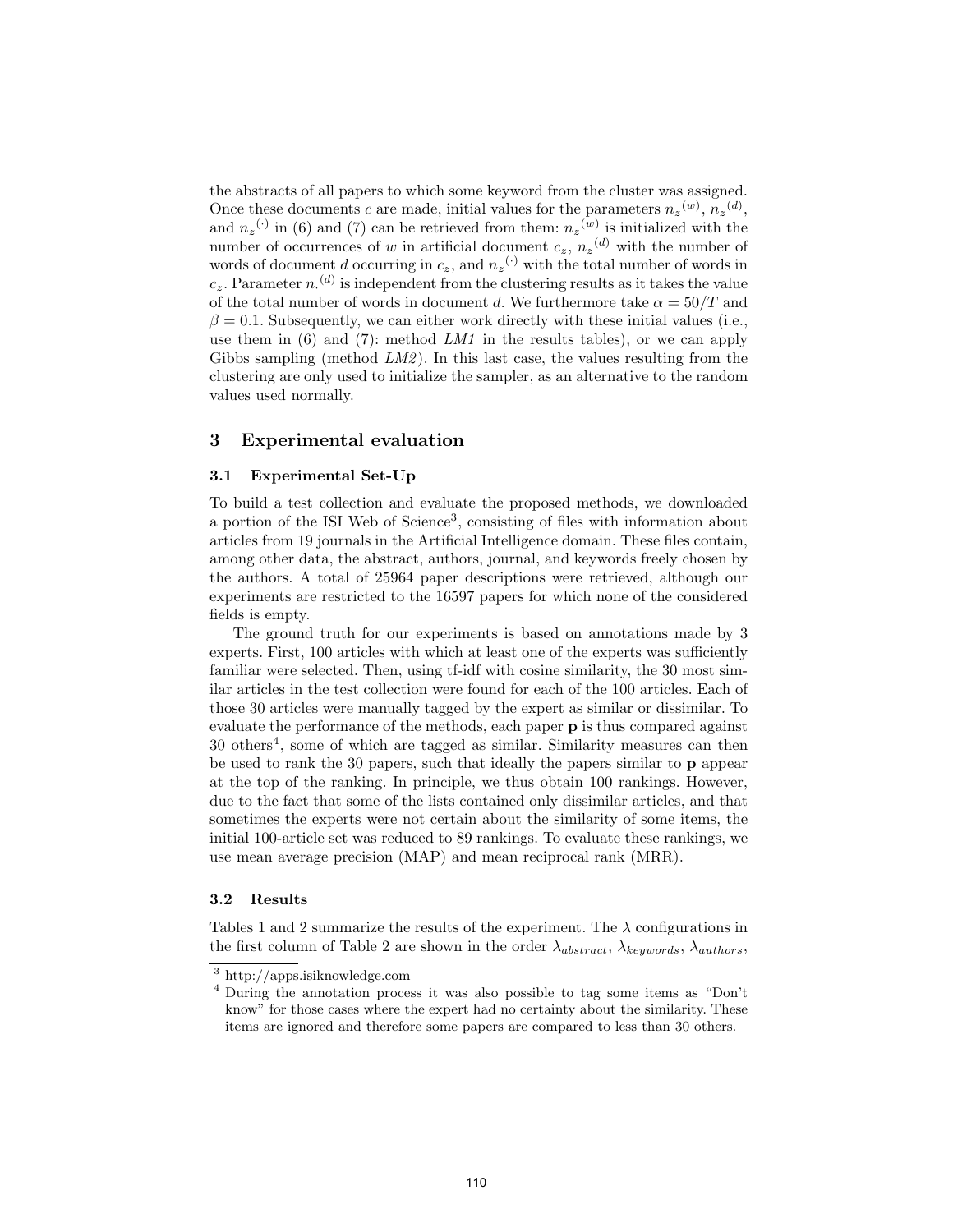the abstracts of all papers to which some keyword from the cluster was assigned. Once these documents $c$ are made, initial values for the parameters ${n_z}^{(w)}$, ${n_z}^{(d)}$, and ${n_z}^{(\cdot)}$ in (6) and (7) can be retrieved from them: ${n_z}^{(w)}$ is initialized with the number of occurrences of $w$ in artificial document $c_z$, ${n_z}^{(d)}$ with the number of words of document $d$ occurring in $c_z$, and ${n_z}^{(\cdot)}$ with the total number of words in $c_z$. Parameter ${n_\cdot}^{(d)}$ is independent from the clustering results as it takes the value of the total number of words in document $d$. We furthermore take $\alpha = 50/T$ and $\beta = 0.1$. Subsequently, we can either work directly with these initial values (i.e., use them in (6) and (7): method *LM1* in the results tables), or we can apply Gibbs sampling (method *LM2*). In this last case, the values resulting from the clustering are only used to initialize the sampler, as an alternative to the random values used normally.

## 3 Experimental evaluation

### 3.1 Experimental Set-Up

To build a test collection and evaluate the proposed methods, we downloaded a portion of the ISI Web of Science[3], consisting of files with information about articles from 19 journals in the Artificial Intelligence domain. These files contain, among other data, the abstract, authors, journal, and keywords freely chosen by the authors. A total of 25964 paper descriptions were retrieved, although our experiments are restricted to the 16597 papers for which none of the considered fields is empty.

The ground truth for our experiments is based on annotations made by 3 experts. First, 100 articles with which at least one of the experts was sufficiently familiar were selected. Then, using tf-idf with cosine similarity, the 30 most similar articles in the test collection were found for each of the 100 articles. Each of those 30 articles were manually tagged by the expert as similar or dissimilar. To evaluate the performance of the methods, each paper **p** is thus compared against 30 others[4], some of which are tagged as similar. Similarity measures can then be used to rank the 30 papers, such that ideally the papers similar to **p** appear at the top of the ranking. In principle, we thus obtain 100 rankings. However, due to the fact that some of the lists contained only dissimilar articles, and that sometimes the experts were not certain about the similarity of some items, the initial 100-article set was reduced to 89 rankings. To evaluate these rankings, we use mean average precision (MAP) and mean reciprocal rank (MRR).

### 3.2 Results

Tables 1 and 2 summarize the results of the experiment. The $\lambda$ configurations in the first column of Table 2 are shown in the order $\lambda_{abstract}$, $\lambda_{keywords}$, $\lambda_{authors}$,

---

[3] http://apps.isiknowledge.com

[4] During the annotation process it was also possible to tag some items as "Don't know" for those cases where the expert had no certainty about the similarity. These items are ignored and therefore some papers are compared to less than 30 others.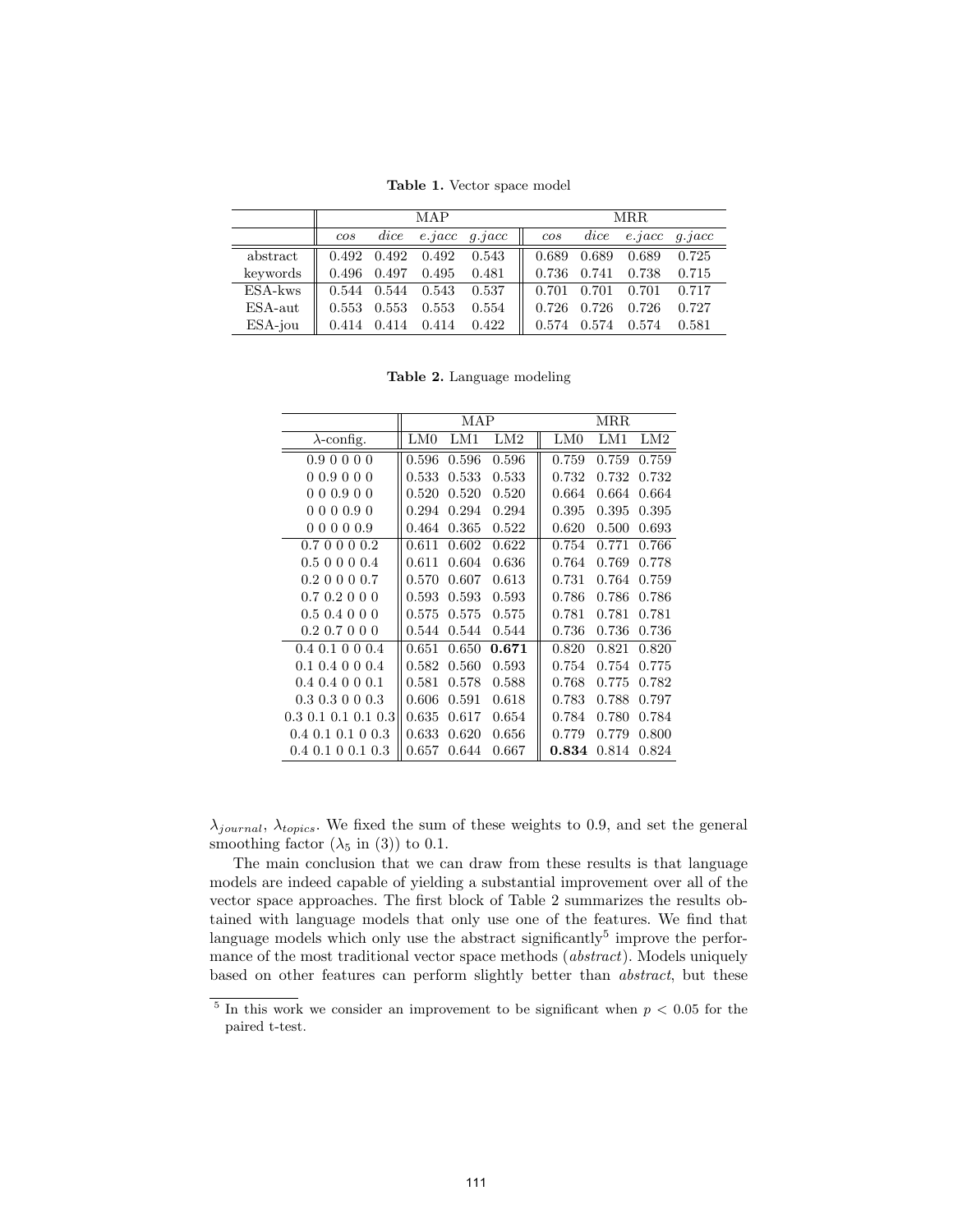**Table 1.** Vector space model

| | MAP | | | | MRR | | | |
|---|---|---|---|---|---|---|---|---|
| | *cos* | *dice* | *e.jacc* | *g.jacc* | *cos* | *dice* | *e.jacc* | *g.jacc* |
| abstract | 0.492 | 0.492 | 0.492 | 0.543 | 0.689 | 0.689 | 0.689 | 0.725 |
| keywords | 0.496 | 0.497 | 0.495 | 0.481 | 0.736 | 0.741 | 0.738 | 0.715 |
| ESA-kws | 0.544 | 0.544 | 0.543 | 0.537 | 0.701 | 0.701 | 0.701 | 0.717 |
| ESA-aut | 0.553 | 0.553 | 0.553 | 0.554 | 0.726 | 0.726 | 0.726 | 0.727 |
| ESA-jou | 0.414 | 0.414 | 0.414 | 0.422 | 0.574 | 0.574 | 0.574 | 0.581 |

**Table 2.** Language modeling

| | MAP | | | MRR | | |
|---|---|---|---|---|---|---|
| $\lambda$-config. | LM0 | LM1 | LM2 | LM0 | LM1 | LM2 |
| 0.9 0 0 0 0 | 0.596 | 0.596 | 0.596 | 0.759 | 0.759 | 0.759 |
| 0 0.9 0 0 0 | 0.533 | 0.533 | 0.533 | 0.732 | 0.732 | 0.732 |
| 0 0 0.9 0 0 | 0.520 | 0.520 | 0.520 | 0.664 | 0.664 | 0.664 |
| 0 0 0 0.9 0 | 0.294 | 0.294 | 0.294 | 0.395 | 0.395 | 0.395 |
| 0 0 0 0 0.9 | 0.464 | 0.365 | 0.522 | 0.620 | 0.500 | 0.693 |
| 0.7 0 0 0 0.2 | 0.611 | 0.602 | 0.622 | 0.754 | 0.771 | 0.766 |
| 0.5 0 0 0 0.4 | 0.611 | 0.604 | 0.636 | 0.764 | 0.769 | 0.778 |
| 0.2 0 0 0 0.7 | 0.570 | 0.607 | 0.613 | 0.731 | 0.764 | 0.759 |
| 0.7 0.2 0 0 0 | 0.593 | 0.593 | 0.593 | 0.786 | 0.786 | 0.786 |
| 0.5 0.4 0 0 0 | 0.575 | 0.575 | 0.575 | 0.781 | 0.781 | 0.781 |
| 0.2 0.7 0 0 0 | 0.544 | 0.544 | 0.544 | 0.736 | 0.736 | 0.736 |
| 0.4 0.1 0 0 0.4 | 0.651 | 0.650 | **0.671** | 0.820 | 0.821 | 0.820 |
| 0.1 0.4 0 0 0.4 | 0.582 | 0.560 | 0.593 | 0.754 | 0.754 | 0.775 |
| 0.4 0.4 0 0 0.1 | 0.581 | 0.578 | 0.588 | 0.768 | 0.775 | 0.782 |
| 0.3 0.3 0 0 0.3 | 0.606 | 0.591 | 0.618 | 0.783 | 0.788 | 0.797 |
| 0.3 0.1 0.1 0.1 0.3 | 0.635 | 0.617 | 0.654 | 0.784 | 0.780 | 0.784 |
| 0.4 0.1 0.1 0 0.3 | 0.633 | 0.620 | 0.656 | 0.779 | 0.779 | 0.800 |
| 0.4 0.1 0 0.1 0.3 | 0.657 | 0.644 | 0.667 | **0.834** | 0.814 | 0.824 |

$\lambda_{journal}$, $\lambda_{topics}$. We fixed the sum of these weights to 0.9, and set the general smoothing factor ($\lambda_5$ in (3)) to 0.1.

The main conclusion that we can draw from these results is that language models are indeed capable of yielding a substantial improvement over all of the vector space approaches. The first block of Table 2 summarizes the results obtained with language models that only use one of the features. We find that language models which only use the abstract significantly[5] improve the performance of the most traditional vector space methods (*abstract*). Models uniquely based on other features can perform slightly better than *abstract*, but these

[5] In this work we consider an improvement to be significant when $p < 0.05$ for the paired t-test.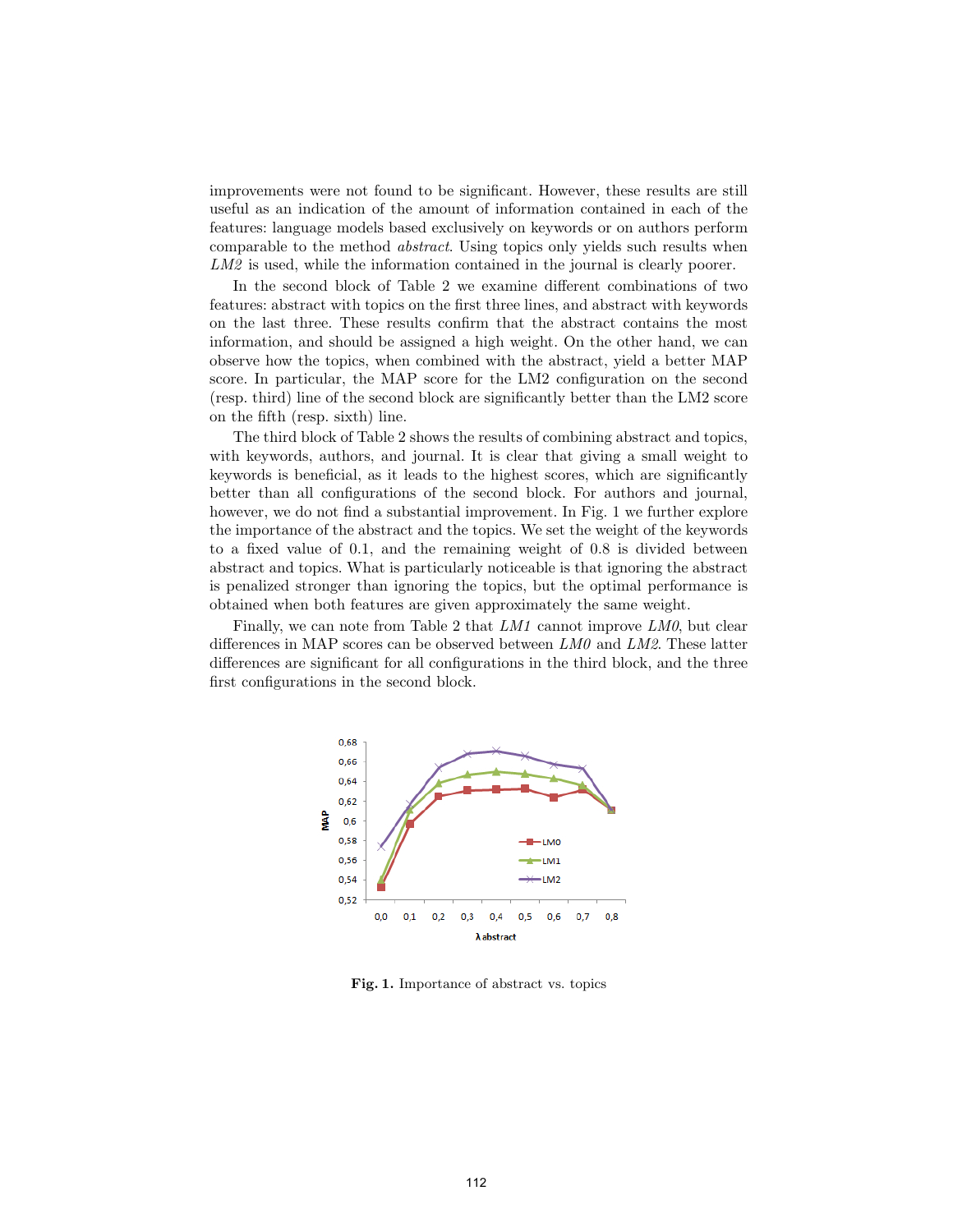improvements were not found to be significant. However, these results are still useful as an indication of the amount of information contained in each of the features: language models based exclusively on keywords or on authors perform comparable to the method *abstract*. Using topics only yields such results when *LM2* is used, while the information contained in the journal is clearly poorer.

In the second block of Table 2 we examine different combinations of two features: abstract with topics on the first three lines, and abstract with keywords on the last three. These results confirm that the abstract contains the most information, and should be assigned a high weight. On the other hand, we can observe how the topics, when combined with the abstract, yield a better MAP score. In particular, the MAP score for the LM2 configuration on the second (resp. third) line of the second block are significantly better than the LM2 score on the fifth (resp. sixth) line.

The third block of Table 2 shows the results of combining abstract and topics, with keywords, authors, and journal. It is clear that giving a small weight to keywords is beneficial, as it leads to the highest scores, which are significantly better than all configurations of the second block. For authors and journal, however, we do not find a substantial improvement. In Fig. 1 we further explore the importance of the abstract and the topics. We set the weight of the keywords to a fixed value of 0.1, and the remaining weight of 0.8 is divided between abstract and topics. What is particularly noticeable is that ignoring the abstract is penalized stronger than ignoring the topics, but the optimal performance is obtained when both features are given approximately the same weight.

Finally, we can note from Table 2 that *LM1* cannot improve *LM0*, but clear differences in MAP scores can be observed between *LM0* and *LM2*. These latter differences are significant for all configurations in the third block, and the three first configurations in the second block.

**Fig. 1.** Importance of abstract vs. topics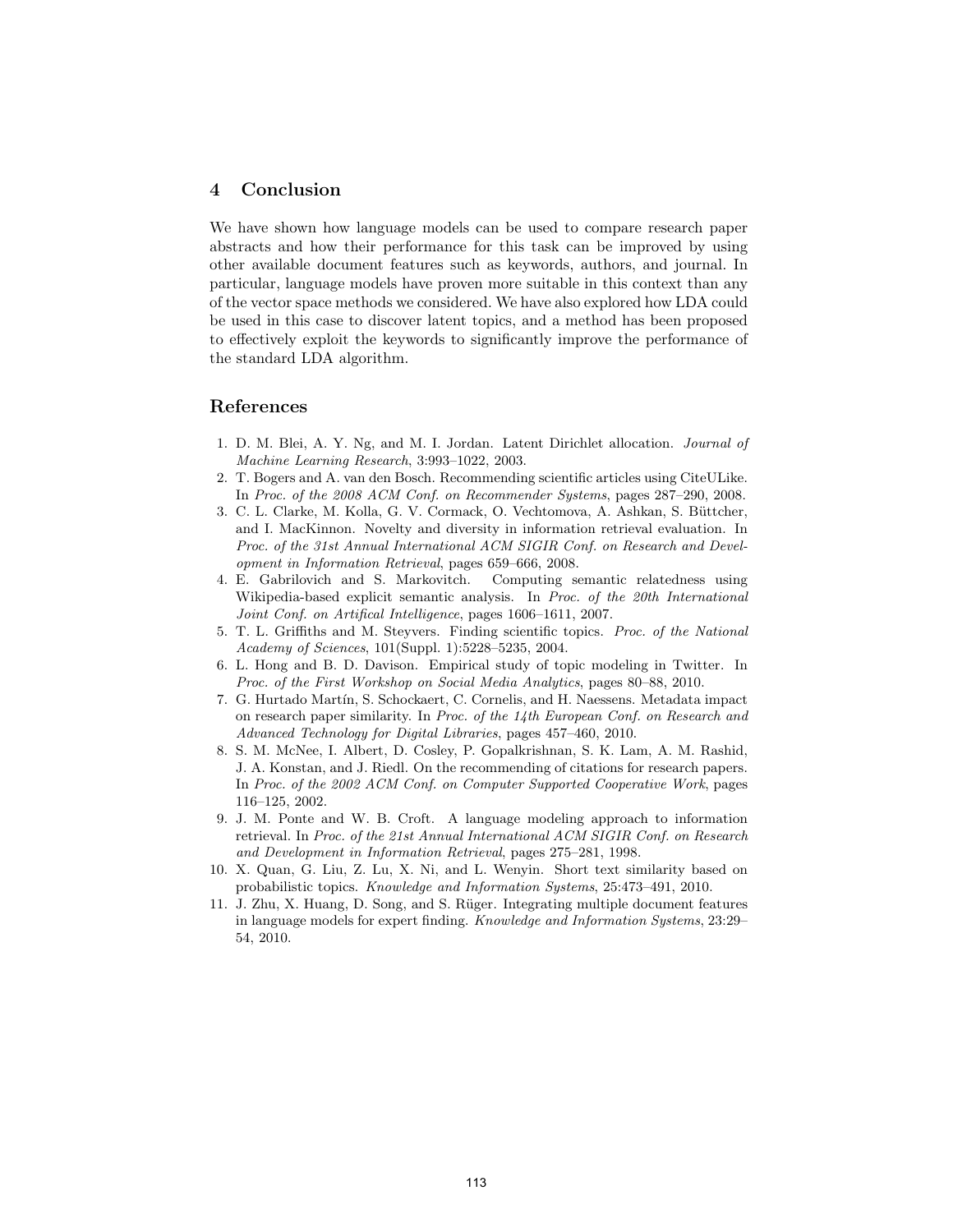## 4 Conclusion

We have shown how language models can be used to compare research paper abstracts and how their performance for this task can be improved by using other available document features such as keywords, authors, and journal. In particular, language models have proven more suitable in this context than any of the vector space methods we considered. We have also explored how LDA could be used in this case to discover latent topics, and a method has been proposed to effectively exploit the keywords to significantly improve the performance of the standard LDA algorithm.

## References

1. D. M. Blei, A. Y. Ng, and M. I. Jordan. Latent Dirichlet allocation. *Journal of Machine Learning Research*, 3:993–1022, 2003.
2. T. Bogers and A. van den Bosch. Recommending scientific articles using CiteULike. In *Proc. of the 2008 ACM Conf. on Recommender Systems*, pages 287–290, 2008.
3. C. L. Clarke, M. Kolla, G. V. Cormack, O. Vechtomova, A. Ashkan, S. Büttcher, and I. MacKinnon. Novelty and diversity in information retrieval evaluation. In *Proc. of the 31st Annual International ACM SIGIR Conf. on Research and Development in Information Retrieval*, pages 659–666, 2008.
4. E. Gabrilovich and S. Markovitch. Computing semantic relatedness using Wikipedia-based explicit semantic analysis. In *Proc. of the 20th International Joint Conf. on Artifical Intelligence*, pages 1606–1611, 2007.
5. T. L. Griffiths and M. Steyvers. Finding scientific topics. *Proc. of the National Academy of Sciences*, 101(Suppl. 1):5228–5235, 2004.
6. L. Hong and B. D. Davison. Empirical study of topic modeling in Twitter. In *Proc. of the First Workshop on Social Media Analytics*, pages 80–88, 2010.
7. G. Hurtado Martín, S. Schockaert, C. Cornelis, and H. Naessens. Metadata impact on research paper similarity. In *Proc. of the 14th European Conf. on Research and Advanced Technology for Digital Libraries*, pages 457–460, 2010.
8. S. M. McNee, I. Albert, D. Cosley, P. Gopalkrishnan, S. K. Lam, A. M. Rashid, J. A. Konstan, and J. Riedl. On the recommending of citations for research papers. In *Proc. of the 2002 ACM Conf. on Computer Supported Cooperative Work*, pages 116–125, 2002.
9. J. M. Ponte and W. B. Croft. A language modeling approach to information retrieval. In *Proc. of the 21st Annual International ACM SIGIR Conf. on Research and Development in Information Retrieval*, pages 275–281, 1998.
10. X. Quan, G. Liu, Z. Lu, X. Ni, and L. Wenyin. Short text similarity based on probabilistic topics. *Knowledge and Information Systems*, 25:473–491, 2010.
11. J. Zhu, X. Huang, D. Song, and S. Rüger. Integrating multiple document features in language models for expert finding. *Knowledge and Information Systems*, 23:29–54, 2010.